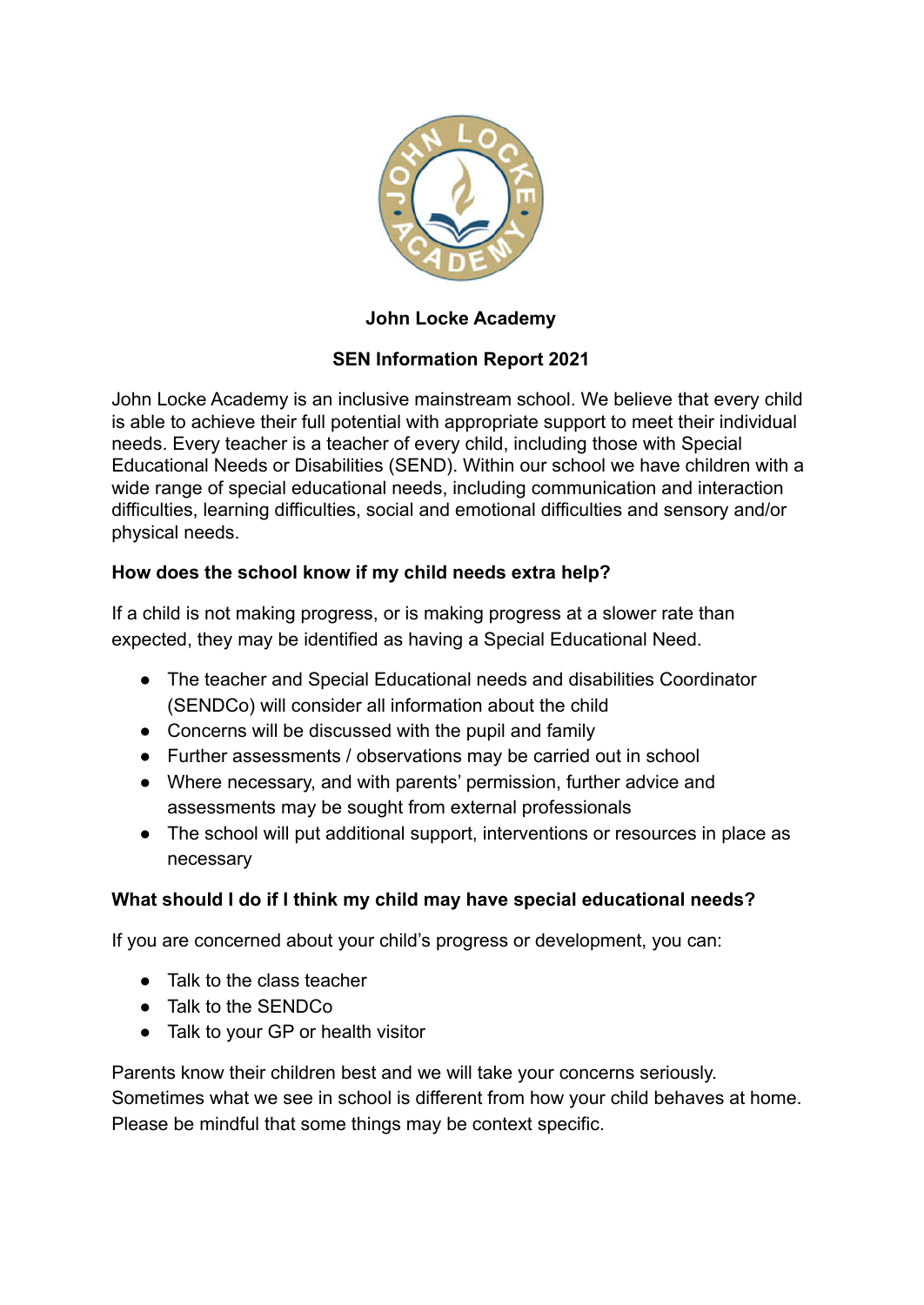# John Locke Academy

## SEN Information Report 2021

John Locke Academy is an inclusive mainstream school. We believe that every child is able to achieve their full potential with appropriate support to meet their individual needs. Every teacher is a teacher of every child, including those with Special Educational Needs or Disabilities (SEND). Within our school we have children with a wide range of special educational needs, including communication and interaction difficulties, learning difficulties, social and emotional difficulties and sensory and/or physical needs.

### How does the school know if my child needs extra help?

If a child is not making progress, or is making progress at a slower rate than expected, they may be identified as having a Special Educational Need.

- The teacher and Special Educational needs and disabilities Coordinator (SENDCo) will consider all information about the child
- Concerns will be discussed with the pupil and family
- Further assessments / observations may be carried out in school
- Where necessary, and with parents' permission, further advice and assessments may be sought from external professionals
- The school will put additional support, interventions or resources in place as necessary

### What should I do if I think my child may have special educational needs?

If you are concerned about your child's progress or development, you can:

- Talk to the class teacher
- Talk to the SENDCo
- Talk to your GP or health visitor

Parents know their children best and we will take your concerns seriously. Sometimes what we see in school is different from how your child behaves at home. Please be mindful that some things may be context specific.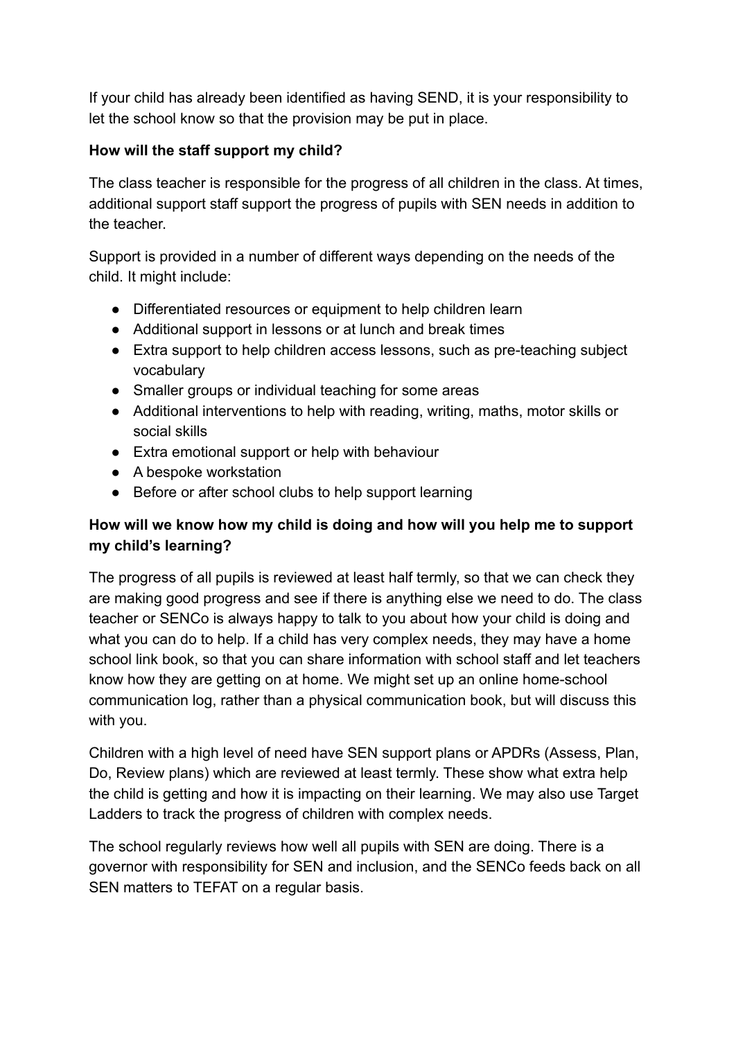If your child has already been identified as having SEND, it is your responsibility to let the school know so that the provision may be put in place.

**How will the staff support my child?**

The class teacher is responsible for the progress of all children in the class. At times, additional support staff support the progress of pupils with SEN needs in addition to the teacher.

Support is provided in a number of different ways depending on the needs of the child. It might include:

- Differentiated resources or equipment to help children learn
- Additional support in lessons or at lunch and break times
- Extra support to help children access lessons, such as pre-teaching subject vocabulary
- Smaller groups or individual teaching for some areas
- Additional interventions to help with reading, writing, maths, motor skills or social skills
- Extra emotional support or help with behaviour
- A bespoke workstation
- Before or after school clubs to help support learning

**How will we know how my child is doing and how will you help me to support my child's learning?**

The progress of all pupils is reviewed at least half termly, so that we can check they are making good progress and see if there is anything else we need to do. The class teacher or SENCo is always happy to talk to you about how your child is doing and what you can do to help. If a child has very complex needs, they may have a home school link book, so that you can share information with school staff and let teachers know how they are getting on at home. We might set up an online home-school communication log, rather than a physical communication book, but will discuss this with you.

Children with a high level of need have SEN support plans or APDRs (Assess, Plan, Do, Review plans) which are reviewed at least termly. These show what extra help the child is getting and how it is impacting on their learning. We may also use Target Ladders to track the progress of children with complex needs.

The school regularly reviews how well all pupils with SEN are doing. There is a governor with responsibility for SEN and inclusion, and the SENCo feeds back on all SEN matters to TEFAT on a regular basis.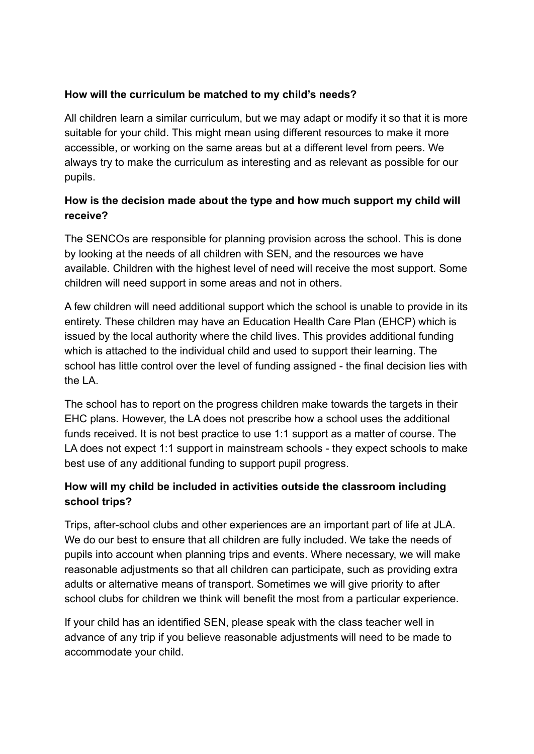**How will the curriculum be matched to my child's needs?**

All children learn a similar curriculum, but we may adapt or modify it so that it is more suitable for your child. This might mean using different resources to make it more accessible, or working on the same areas but at a different level from peers. We always try to make the curriculum as interesting and as relevant as possible for our pupils.

**How is the decision made about the type and how much support my child will receive?**

The SENCOs are responsible for planning provision across the school. This is done by looking at the needs of all children with SEN, and the resources we have available. Children with the highest level of need will receive the most support. Some children will need support in some areas and not in others.

A few children will need additional support which the school is unable to provide in its entirety. These children may have an Education Health Care Plan (EHCP) which is issued by the local authority where the child lives. This provides additional funding which is attached to the individual child and used to support their learning. The school has little control over the level of funding assigned - the final decision lies with the LA.

The school has to report on the progress children make towards the targets in their EHC plans. However, the LA does not prescribe how a school uses the additional funds received. It is not best practice to use 1:1 support as a matter of course. The LA does not expect 1:1 support in mainstream schools - they expect schools to make best use of any additional funding to support pupil progress.

**How will my child be included in activities outside the classroom including school trips?**

Trips, after-school clubs and other experiences are an important part of life at JLA. We do our best to ensure that all children are fully included. We take the needs of pupils into account when planning trips and events. Where necessary, we will make reasonable adjustments so that all children can participate, such as providing extra adults or alternative means of transport. Sometimes we will give priority to after school clubs for children we think will benefit the most from a particular experience.

If your child has an identified SEN, please speak with the class teacher well in advance of any trip if you believe reasonable adjustments will need to be made to accommodate your child.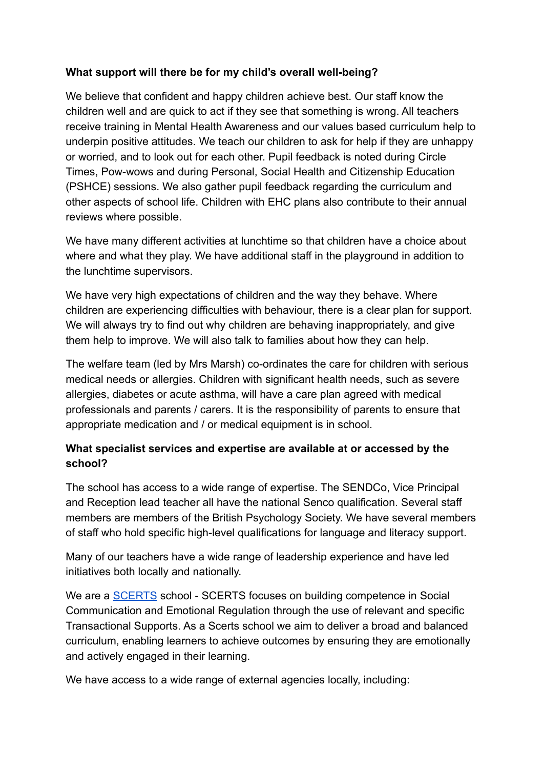**What support will there be for my child's overall well-being?**

We believe that confident and happy children achieve best. Our staff know the children well and are quick to act if they see that something is wrong. All teachers receive training in Mental Health Awareness and our values based curriculum help to underpin positive attitudes. We teach our children to ask for help if they are unhappy or worried, and to look out for each other. Pupil feedback is noted during Circle Times, Pow-wows and during Personal, Social Health and Citizenship Education (PSHCE) sessions. We also gather pupil feedback regarding the curriculum and other aspects of school life. Children with EHC plans also contribute to their annual reviews where possible.

We have many different activities at lunchtime so that children have a choice about where and what they play. We have additional staff in the playground in addition to the lunchtime supervisors.

We have very high expectations of children and the way they behave. Where children are experiencing difficulties with behaviour, there is a clear plan for support. We will always try to find out why children are behaving inappropriately, and give them help to improve. We will also talk to families about how they can help.

The welfare team (led by Mrs Marsh) co-ordinates the care for children with serious medical needs or allergies. Children with significant health needs, such as severe allergies, diabetes or acute asthma, will have a care plan agreed with medical professionals and parents / carers. It is the responsibility of parents to ensure that appropriate medication and / or medical equipment is in school.

**What specialist services and expertise are available at or accessed by the school?**

The school has access to a wide range of expertise. The SENDCo, Vice Principal and Reception lead teacher all have the national Senco qualification. Several staff members are members of the British Psychology Society. We have several members of staff who hold specific high-level qualifications for language and literacy support.

Many of our teachers have a wide range of leadership experience and have led initiatives both locally and nationally.

We are a SCERTS school - SCERTS focuses on building competence in Social Communication and Emotional Regulation through the use of relevant and specific Transactional Supports. As a Scerts school we aim to deliver a broad and balanced curriculum, enabling learners to achieve outcomes by ensuring they are emotionally and actively engaged in their learning.

We have access to a wide range of external agencies locally, including: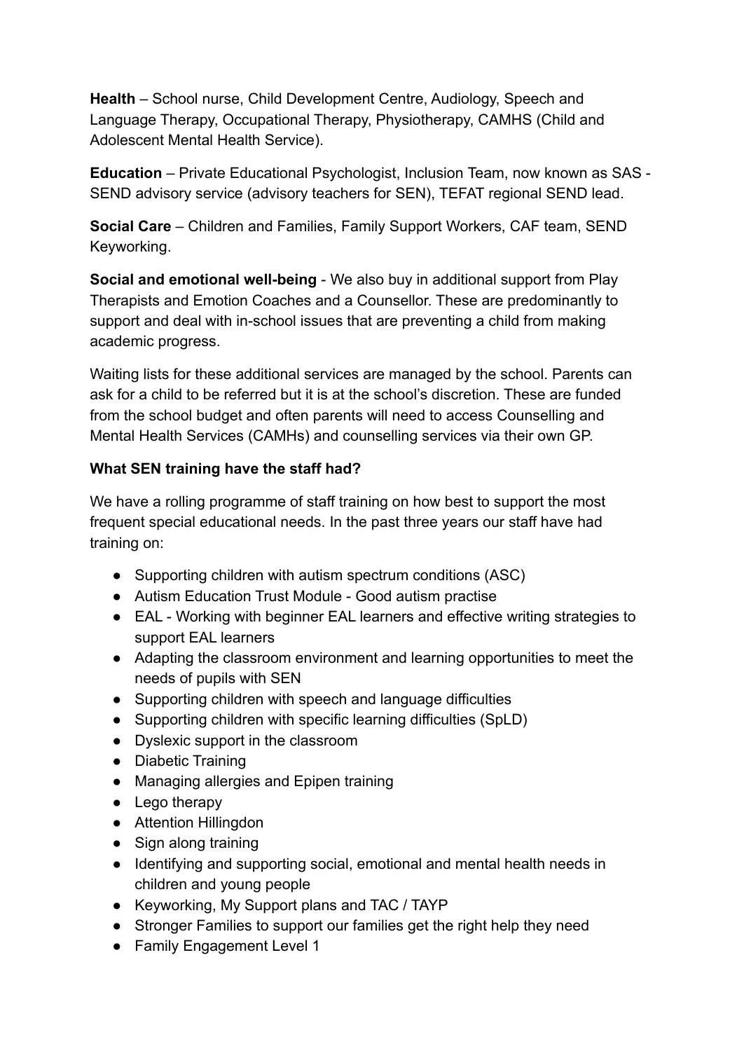**Health** – School nurse, Child Development Centre, Audiology, Speech and Language Therapy, Occupational Therapy, Physiotherapy, CAMHS (Child and Adolescent Mental Health Service).

**Education** – Private Educational Psychologist, Inclusion Team, now known as SAS - SEND advisory service (advisory teachers for SEN), TEFAT regional SEND lead.

**Social Care** – Children and Families, Family Support Workers, CAF team, SEND Keyworking.

**Social and emotional well-being** - We also buy in additional support from Play Therapists and Emotion Coaches and a Counsellor. These are predominantly to support and deal with in-school issues that are preventing a child from making academic progress.

Waiting lists for these additional services are managed by the school. Parents can ask for a child to be referred but it is at the school's discretion. These are funded from the school budget and often parents will need to access Counselling and Mental Health Services (CAMHs) and counselling services via their own GP.

**What SEN training have the staff had?**

We have a rolling programme of staff training on how best to support the most frequent special educational needs. In the past three years our staff have had training on:

- Supporting children with autism spectrum conditions (ASC)
- Autism Education Trust Module - Good autism practise
- EAL - Working with beginner EAL learners and effective writing strategies to support EAL learners
- Adapting the classroom environment and learning opportunities to meet the needs of pupils with SEN
- Supporting children with speech and language difficulties
- Supporting children with specific learning difficulties (SpLD)
- Dyslexic support in the classroom
- Diabetic Training
- Managing allergies and Epipen training
- Lego therapy
- Attention Hillingdon
- Sign along training
- Identifying and supporting social, emotional and mental health needs in children and young people
- Keyworking, My Support plans and TAC / TAYP
- Stronger Families to support our families get the right help they need
- Family Engagement Level 1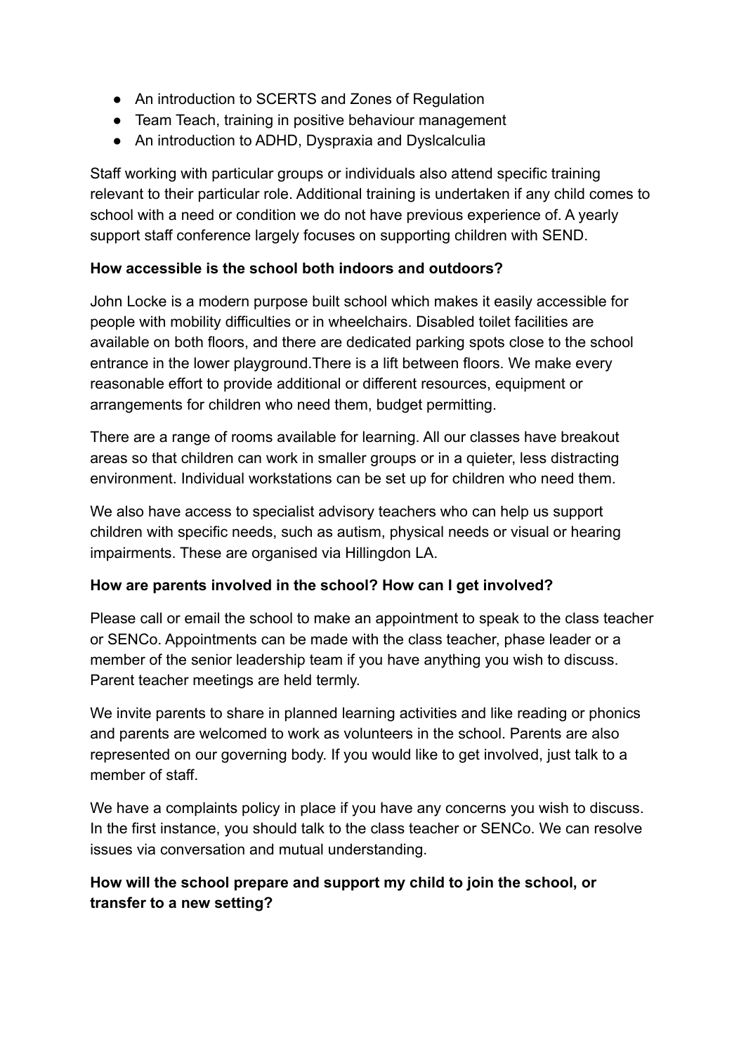- An introduction to SCERTS and Zones of Regulation
- Team Teach, training in positive behaviour management
- An introduction to ADHD, Dyspraxia and Dyslcalculia

Staff working with particular groups or individuals also attend specific training relevant to their particular role. Additional training is undertaken if any child comes to school with a need or condition we do not have previous experience of. A yearly support staff conference largely focuses on supporting children with SEND.

**How accessible is the school both indoors and outdoors?**

John Locke is a modern purpose built school which makes it easily accessible for people with mobility difficulties or in wheelchairs. Disabled toilet facilities are available on both floors, and there are dedicated parking spots close to the school entrance in the lower playground.There is a lift between floors. We make every reasonable effort to provide additional or different resources, equipment or arrangements for children who need them, budget permitting.

There are a range of rooms available for learning. All our classes have breakout areas so that children can work in smaller groups or in a quieter, less distracting environment. Individual workstations can be set up for children who need them.

We also have access to specialist advisory teachers who can help us support children with specific needs, such as autism, physical needs or visual or hearing impairments. These are organised via Hillingdon LA.

**How are parents involved in the school? How can I get involved?**

Please call or email the school to make an appointment to speak to the class teacher or SENCo. Appointments can be made with the class teacher, phase leader or a member of the senior leadership team if you have anything you wish to discuss. Parent teacher meetings are held termly.

We invite parents to share in planned learning activities and like reading or phonics and parents are welcomed to work as volunteers in the school. Parents are also represented on our governing body. If you would like to get involved, just talk to a member of staff.

We have a complaints policy in place if you have any concerns you wish to discuss. In the first instance, you should talk to the class teacher or SENCo. We can resolve issues via conversation and mutual understanding.

**How will the school prepare and support my child to join the school, or transfer to a new setting?**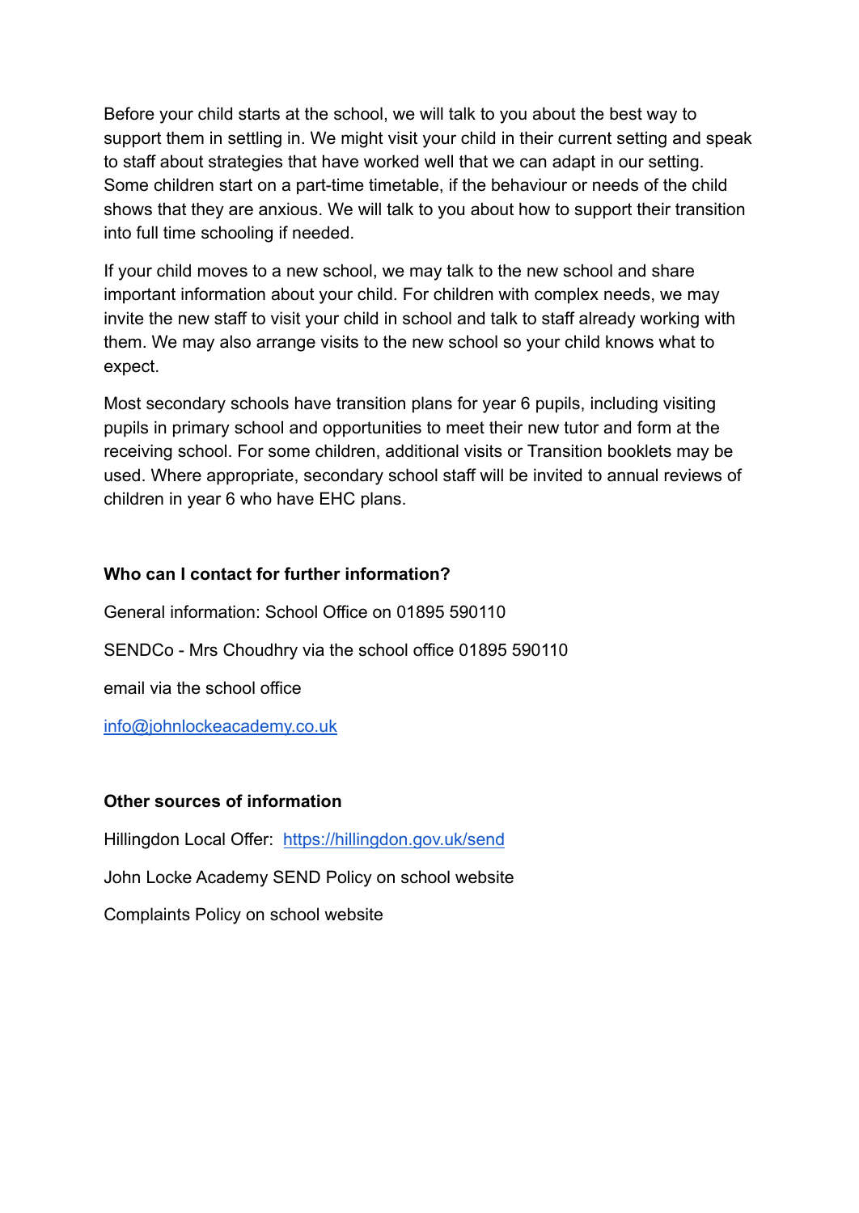Before your child starts at the school, we will talk to you about the best way to support them in settling in. We might visit your child in their current setting and speak to staff about strategies that have worked well that we can adapt in our setting. Some children start on a part-time timetable, if the behaviour or needs of the child shows that they are anxious. We will talk to you about how to support their transition into full time schooling if needed.

If your child moves to a new school, we may talk to the new school and share important information about your child. For children with complex needs, we may invite the new staff to visit your child in school and talk to staff already working with them. We may also arrange visits to the new school so your child knows what to expect.

Most secondary schools have transition plans for year 6 pupils, including visiting pupils in primary school and opportunities to meet their new tutor and form at the receiving school. For some children, additional visits or Transition booklets may be used. Where appropriate, secondary school staff will be invited to annual reviews of children in year 6 who have EHC plans.

**Who can I contact for further information?**

General information: School Office on 01895 590110

SENDCo - Mrs Choudhry via the school office 01895 590110

email via the school office

[info@johnlockeacademy.co.uk](mailto:info@johnlockeacademy.co.uk)

**Other sources of information**

Hillingdon Local Offer: [https://hillingdon.gov.uk/send](https://hillingdon.gov.uk/send)

John Locke Academy SEND Policy on school website

Complaints Policy on school website